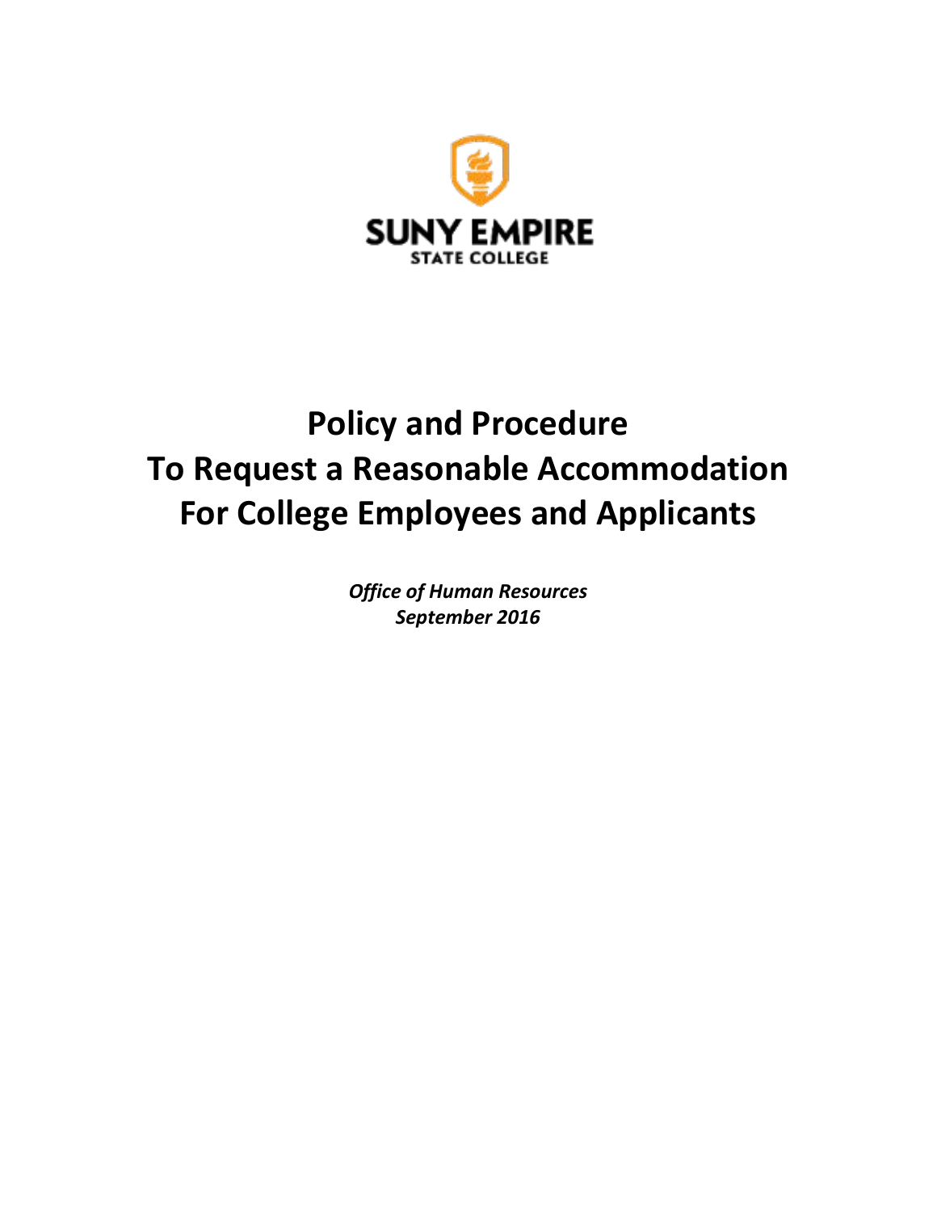SUNY EMPIRE
STATE COLLEGE

# Policy and Procedure
# To Request a Reasonable Accommodation
# For College Employees and Applicants

***Office of Human Resources***
***September 2016***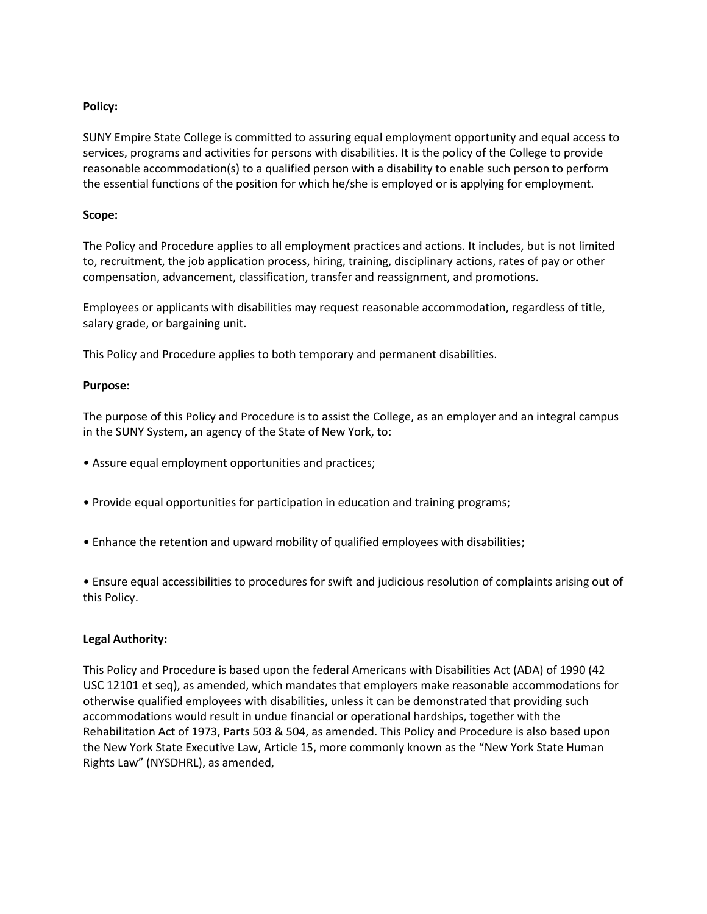**Policy:**

SUNY Empire State College is committed to assuring equal employment opportunity and equal access to services, programs and activities for persons with disabilities. It is the policy of the College to provide reasonable accommodation(s) to a qualified person with a disability to enable such person to perform the essential functions of the position for which he/she is employed or is applying for employment.

**Scope:**

The Policy and Procedure applies to all employment practices and actions. It includes, but is not limited to, recruitment, the job application process, hiring, training, disciplinary actions, rates of pay or other compensation, advancement, classification, transfer and reassignment, and promotions.

Employees or applicants with disabilities may request reasonable accommodation, regardless of title, salary grade, or bargaining unit.

This Policy and Procedure applies to both temporary and permanent disabilities.

**Purpose:**

The purpose of this Policy and Procedure is to assist the College, as an employer and an integral campus in the SUNY System, an agency of the State of New York, to:

- Assure equal employment opportunities and practices;
- Provide equal opportunities for participation in education and training programs;
- Enhance the retention and upward mobility of qualified employees with disabilities;
- Ensure equal accessibilities to procedures for swift and judicious resolution of complaints arising out of this Policy.

**Legal Authority:**

This Policy and Procedure is based upon the federal Americans with Disabilities Act (ADA) of 1990 (42 USC 12101 et seq), as amended, which mandates that employers make reasonable accommodations for otherwise qualified employees with disabilities, unless it can be demonstrated that providing such accommodations would result in undue financial or operational hardships, together with the Rehabilitation Act of 1973, Parts 503 & 504, as amended. This Policy and Procedure is also based upon the New York State Executive Law, Article 15, more commonly known as the "New York State Human Rights Law" (NYSDHRL), as amended,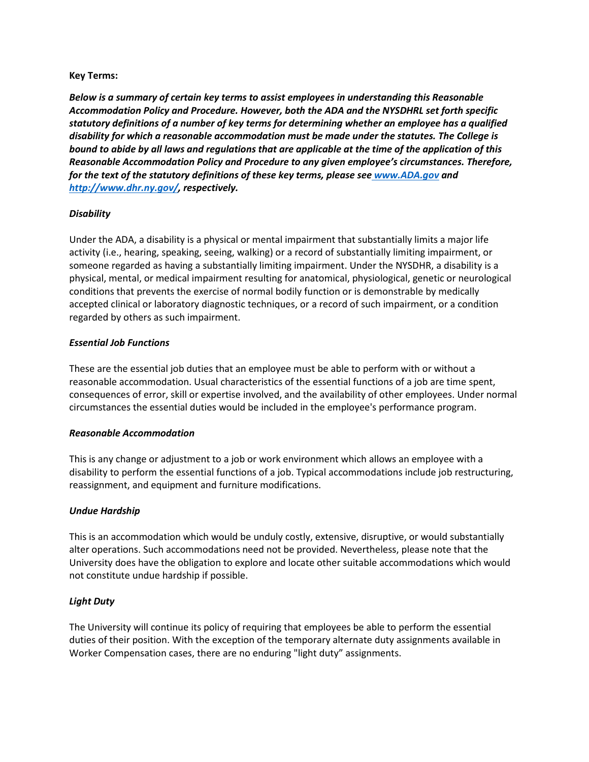**Key Terms:**

***Below is a summary of certain key terms to assist employees in understanding this Reasonable Accommodation Policy and Procedure. However, both the ADA and the NYSDHRL set forth specific statutory definitions of a number of key terms for determining whether an employee has a qualified disability for which a reasonable accommodation must be made under the statutes. The College is bound to abide by all laws and regulations that are applicable at the time of the application of this Reasonable Accommodation Policy and Procedure to any given employee's circumstances. Therefore, for the text of the statutory definitions of these key terms, please see [www.ADA.gov](http://www.ADA.gov) and [http://www.dhr.ny.gov/](http://www.dhr.ny.gov/), respectively.***

***Disability***

Under the ADA, a disability is a physical or mental impairment that substantially limits a major life activity (i.e., hearing, speaking, seeing, walking) or a record of substantially limiting impairment, or someone regarded as having a substantially limiting impairment. Under the NYSDHR, a disability is a physical, mental, or medical impairment resulting for anatomical, physiological, genetic or neurological conditions that prevents the exercise of normal bodily function or is demonstrable by medically accepted clinical or laboratory diagnostic techniques, or a record of such impairment, or a condition regarded by others as such impairment.

***Essential Job Functions***

These are the essential job duties that an employee must be able to perform with or without a reasonable accommodation. Usual characteristics of the essential functions of a job are time spent, consequences of error, skill or expertise involved, and the availability of other employees. Under normal circumstances the essential duties would be included in the employee's performance program.

***Reasonable Accommodation***

This is any change or adjustment to a job or work environment which allows an employee with a disability to perform the essential functions of a job. Typical accommodations include job restructuring, reassignment, and equipment and furniture modifications.

***Undue Hardship***

This is an accommodation which would be unduly costly, extensive, disruptive, or would substantially alter operations. Such accommodations need not be provided. Nevertheless, please note that the University does have the obligation to explore and locate other suitable accommodations which would not constitute undue hardship if possible.

***Light Duty***

The University will continue its policy of requiring that employees be able to perform the essential duties of their position. With the exception of the temporary alternate duty assignments available in Worker Compensation cases, there are no enduring "light duty" assignments.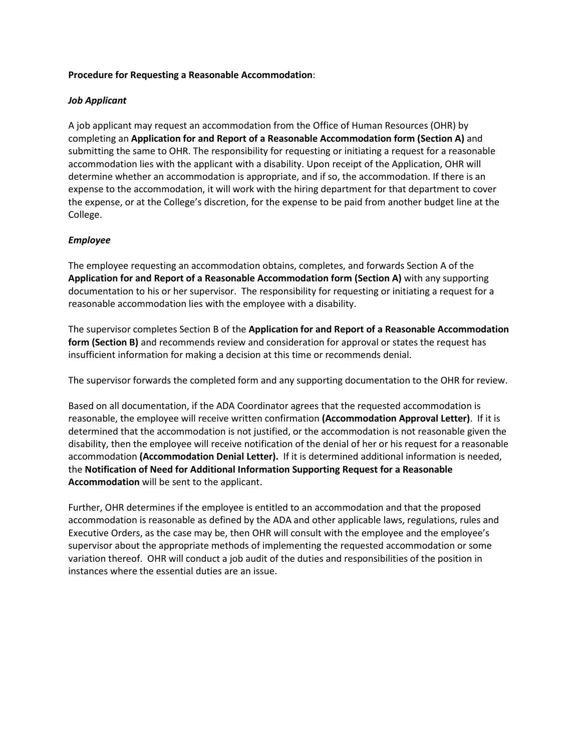**Procedure for Requesting a Reasonable Accommodation**:

***Job Applicant***

A job applicant may request an accommodation from the Office of Human Resources (OHR) by completing an **Application for and Report of a Reasonable Accommodation form (Section A)** and submitting the same to OHR. The responsibility for requesting or initiating a request for a reasonable accommodation lies with the applicant with a disability. Upon receipt of the Application, OHR will determine whether an accommodation is appropriate, and if so, the accommodation. If there is an expense to the accommodation, it will work with the hiring department for that department to cover the expense, or at the College's discretion, for the expense to be paid from another budget line at the College.

***Employee***

The employee requesting an accommodation obtains, completes, and forwards Section A of the **Application for and Report of a Reasonable Accommodation form (Section A)** with any supporting documentation to his or her supervisor. The responsibility for requesting or initiating a request for a reasonable accommodation lies with the employee with a disability.

The supervisor completes Section B of the **Application for and Report of a Reasonable Accommodation form (Section B)** and recommends review and consideration for approval or states the request has insufficient information for making a decision at this time or recommends denial.

The supervisor forwards the completed form and any supporting documentation to the OHR for review.

Based on all documentation, if the ADA Coordinator agrees that the requested accommodation is reasonable, the employee will receive written confirmation **(Accommodation Approval Letter)**. If it is determined that the accommodation is not justified, or the accommodation is not reasonable given the disability, then the employee will receive notification of the denial of her or his request for a reasonable accommodation **(Accommodation Denial Letter).** If it is determined additional information is needed, the **Notification of Need for Additional Information Supporting Request for a Reasonable Accommodation** will be sent to the applicant.

Further, OHR determines if the employee is entitled to an accommodation and that the proposed accommodation is reasonable as defined by the ADA and other applicable laws, regulations, rules and Executive Orders, as the case may be, then OHR will consult with the employee and the employee's supervisor about the appropriate methods of implementing the requested accommodation or some variation thereof. OHR will conduct a job audit of the duties and responsibilities of the position in instances where the essential duties are an issue.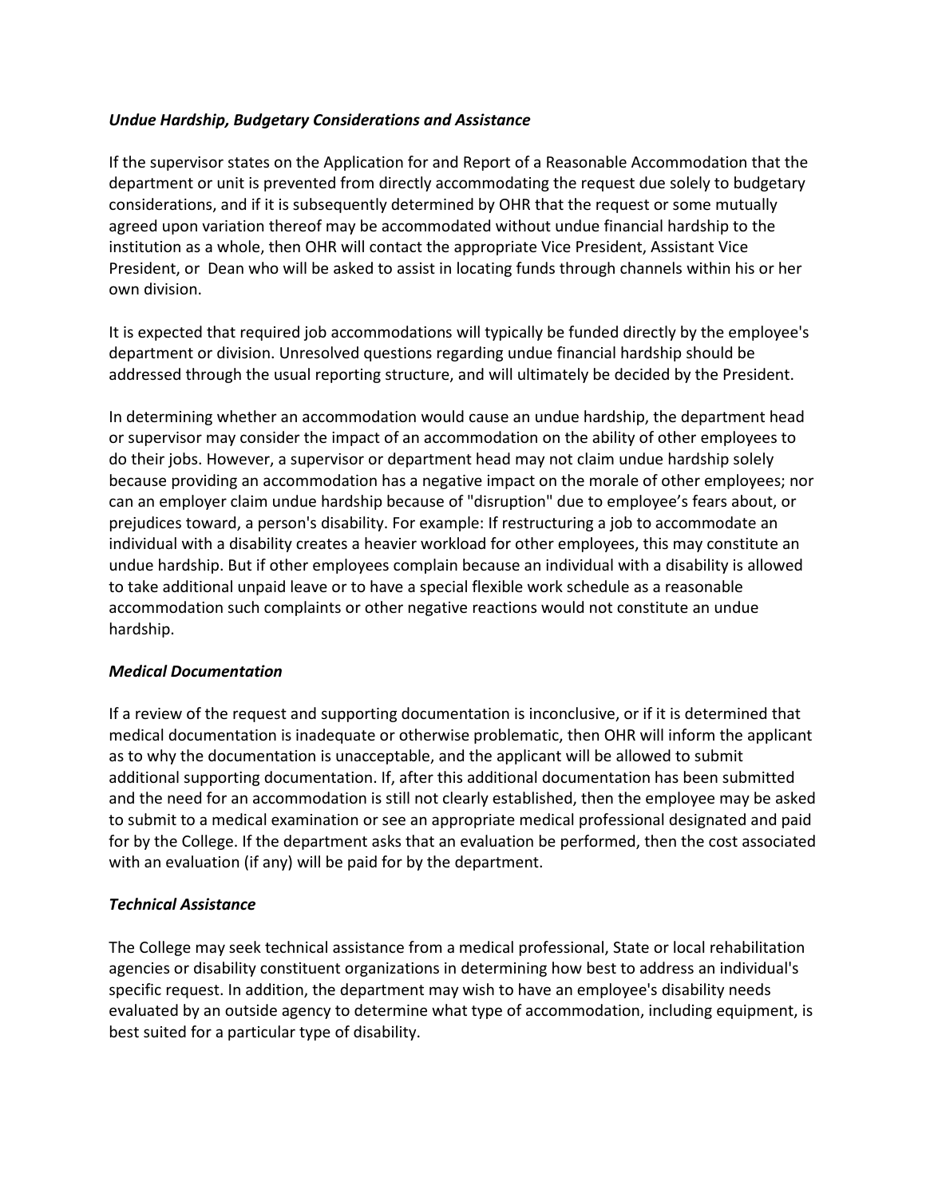***Undue Hardship, Budgetary Considerations and Assistance***

If the supervisor states on the Application for and Report of a Reasonable Accommodation that the department or unit is prevented from directly accommodating the request due solely to budgetary considerations, and if it is subsequently determined by OHR that the request or some mutually agreed upon variation thereof may be accommodated without undue financial hardship to the institution as a whole, then OHR will contact the appropriate Vice President, Assistant Vice President, or Dean who will be asked to assist in locating funds through channels within his or her own division.

It is expected that required job accommodations will typically be funded directly by the employee's department or division. Unresolved questions regarding undue financial hardship should be addressed through the usual reporting structure, and will ultimately be decided by the President.

In determining whether an accommodation would cause an undue hardship, the department head or supervisor may consider the impact of an accommodation on the ability of other employees to do their jobs. However, a supervisor or department head may not claim undue hardship solely because providing an accommodation has a negative impact on the morale of other employees; nor can an employer claim undue hardship because of "disruption" due to employee's fears about, or prejudices toward, a person's disability. For example: If restructuring a job to accommodate an individual with a disability creates a heavier workload for other employees, this may constitute an undue hardship. But if other employees complain because an individual with a disability is allowed to take additional unpaid leave or to have a special flexible work schedule as a reasonable accommodation such complaints or other negative reactions would not constitute an undue hardship.

***Medical Documentation***

If a review of the request and supporting documentation is inconclusive, or if it is determined that medical documentation is inadequate or otherwise problematic, then OHR will inform the applicant as to why the documentation is unacceptable, and the applicant will be allowed to submit additional supporting documentation. If, after this additional documentation has been submitted and the need for an accommodation is still not clearly established, then the employee may be asked to submit to a medical examination or see an appropriate medical professional designated and paid for by the College. If the department asks that an evaluation be performed, then the cost associated with an evaluation (if any) will be paid for by the department.

***Technical Assistance***

The College may seek technical assistance from a medical professional, State or local rehabilitation agencies or disability constituent organizations in determining how best to address an individual's specific request. In addition, the department may wish to have an employee's disability needs evaluated by an outside agency to determine what type of accommodation, including equipment, is best suited for a particular type of disability.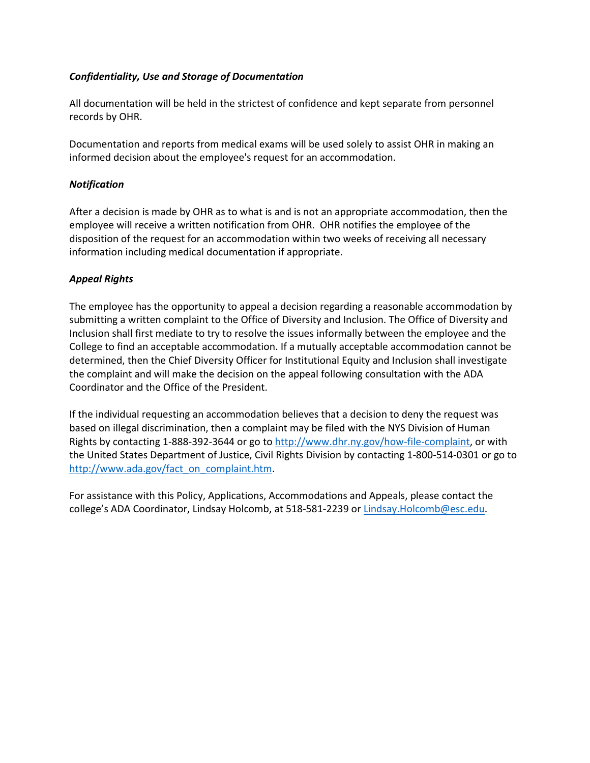***Confidentiality, Use and Storage of Documentation***

All documentation will be held in the strictest of confidence and kept separate from personnel records by OHR.

Documentation and reports from medical exams will be used solely to assist OHR in making an informed decision about the employee's request for an accommodation.

***Notification***

After a decision is made by OHR as to what is and is not an appropriate accommodation, then the employee will receive a written notification from OHR. OHR notifies the employee of the disposition of the request for an accommodation within two weeks of receiving all necessary information including medical documentation if appropriate.

***Appeal Rights***

The employee has the opportunity to appeal a decision regarding a reasonable accommodation by submitting a written complaint to the Office of Diversity and Inclusion. The Office of Diversity and Inclusion shall first mediate to try to resolve the issues informally between the employee and the College to find an acceptable accommodation. If a mutually acceptable accommodation cannot be determined, then the Chief Diversity Officer for Institutional Equity and Inclusion shall investigate the complaint and will make the decision on the appeal following consultation with the ADA Coordinator and the Office of the President.

If the individual requesting an accommodation believes that a decision to deny the request was based on illegal discrimination, then a complaint may be filed with the NYS Division of Human Rights by contacting 1-888-392-3644 or go to [http://www.dhr.ny.gov/how-file-complaint](http://www.dhr.ny.gov/how-file-complaint), or with the United States Department of Justice, Civil Rights Division by contacting 1-800-514-0301 or go to [http://www.ada.gov/fact_on_complaint.htm](http://www.ada.gov/fact_on_complaint.htm).

For assistance with this Policy, Applications, Accommodations and Appeals, please contact the college's ADA Coordinator, Lindsay Holcomb, at 518-581-2239 or [Lindsay.Holcomb@esc.edu](mailto:Lindsay.Holcomb@esc.edu).